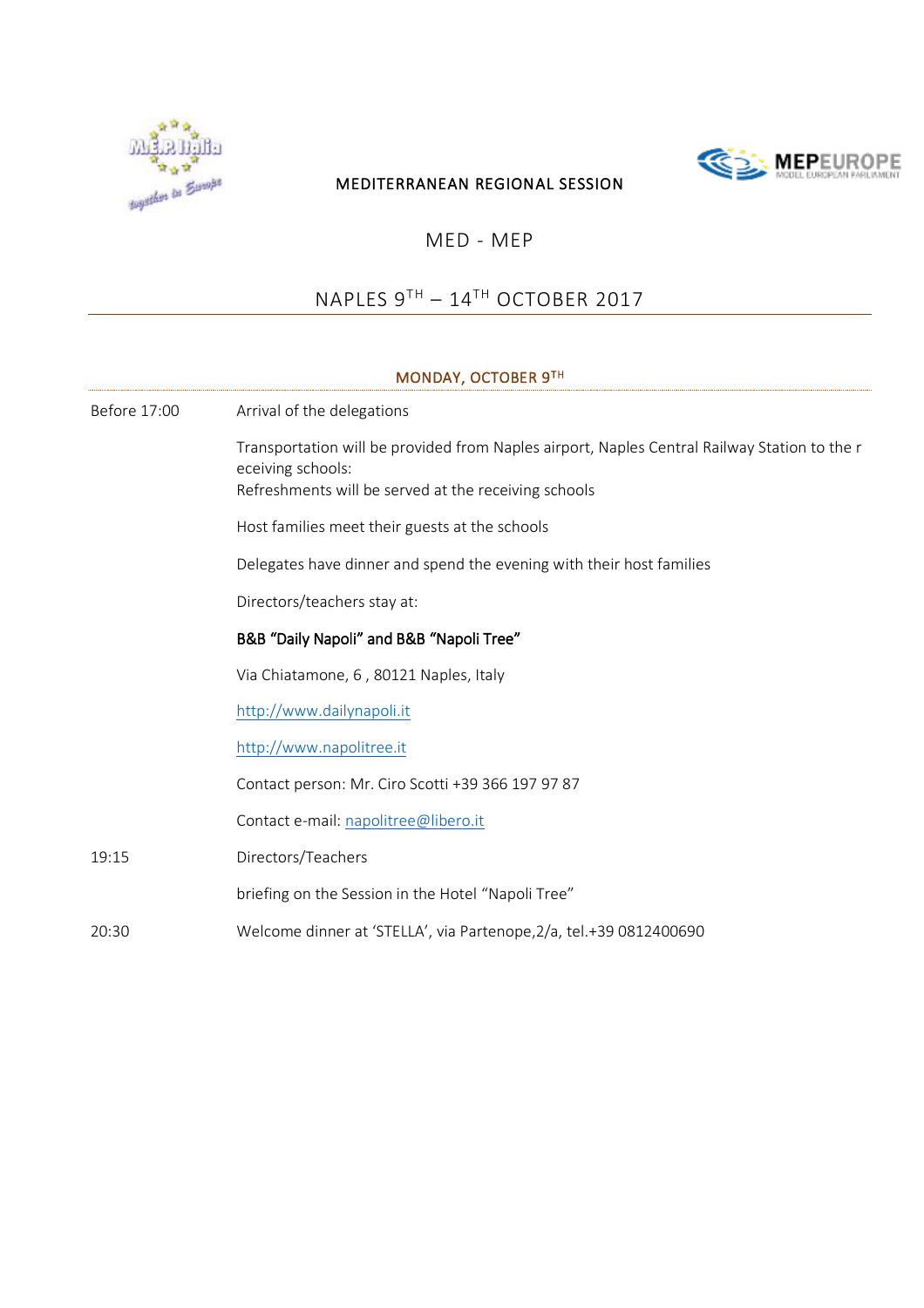MEDITERRANEAN REGIONAL SESSION

# MED - MEP

## NAPLES 9TH – 14TH OCTOBER 2017

### MONDAY, OCTOBER 9TH

| | |
|---|---|
| Before 17:00 | Arrival of the delegations |
| | Transportation will be provided from Naples airport, Naples Central Railway Station to the r eceiving schools:<br>Refreshments will be served at the receiving schools |
| | Host families meet their guests at the schools |
| | Delegates have dinner and spend the evening with their host families |
| | Directors/teachers stay at: |
| | **B&B "Daily Napoli" and B&B "Napoli Tree"** |
| | Via Chiatamone, 6 , 80121 Naples, Italy |
| | http://www.dailynapoli.it |
| | http://www.napolitree.it |
| | Contact person: Mr. Ciro Scotti +39 366 197 97 87 |
| | Contact e-mail: napolitree@libero.it |
| 19:15 | Directors/Teachers |
| | briefing on the Session in the Hotel "Napoli Tree" |
| 20:30 | Welcome dinner at 'STELLA', via Partenope,2/a, tel.+39 0812400690 |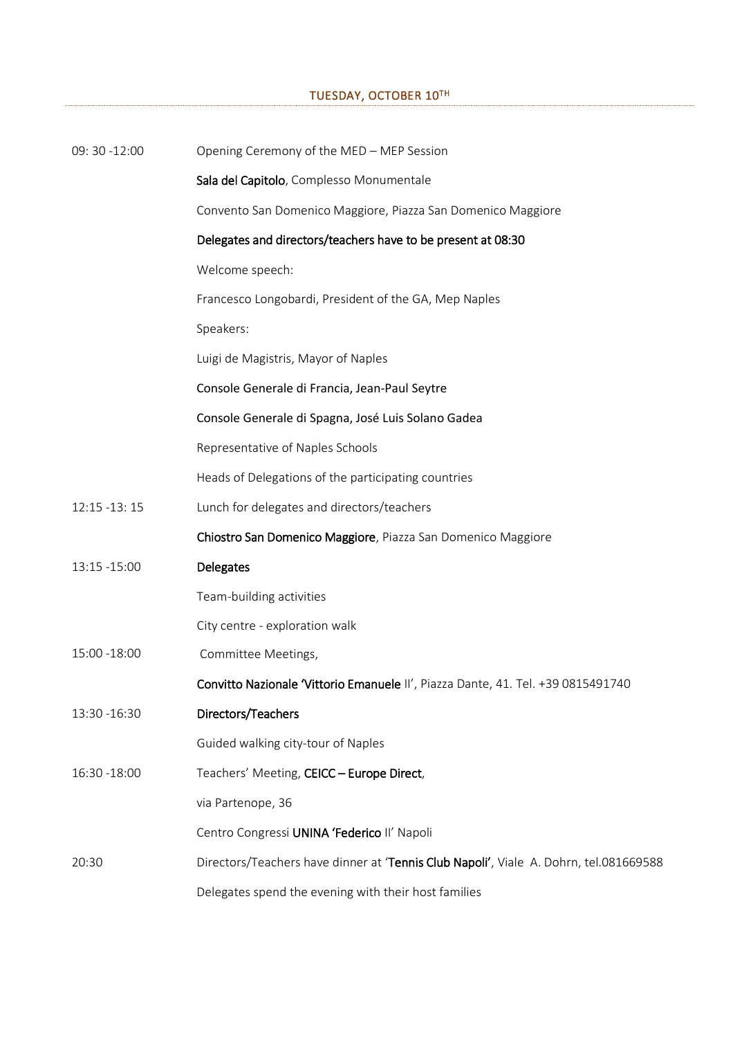## TUESDAY, OCTOBER 10TH

| | |
|---|---|
| 09: 30 -12:00 | Opening Ceremony of the MED – MEP Session |
| | **Sala del Capitolo**, Complesso Monumentale |
| | Convento San Domenico Maggiore, Piazza San Domenico Maggiore |
| | **Delegates and directors/teachers have to be present at 08:30** |
| | Welcome speech: |
| | Francesco Longobardi, President of the GA, Mep Naples |
| | Speakers: |
| | Luigi de Magistris, Mayor of Naples |
| | Console Generale di Francia, Jean-Paul Seytre |
| | Console Generale di Spagna, José Luis Solano Gadea |
| | Representative of Naples Schools |
| | Heads of Delegations of the participating countries |
| 12:15 -13: 15 | Lunch for delegates and directors/teachers |
| | **Chiostro San Domenico Maggiore**, Piazza San Domenico Maggiore |
| 13:15 -15:00 | **Delegates** |
| | Team-building activities |
| | City centre - exploration walk |
| 15:00 -18:00 | Committee Meetings, |
| | **Convitto Nazionale 'Vittorio Emanuele** II', Piazza Dante, 41. Tel. +39 0815491740 |
| 13:30 -16:30 | **Directors/Teachers** |
| | Guided walking city-tour of Naples |
| 16:30 -18:00 | Teachers' Meeting, **CEICC – Europe Direct**, |
| | via Partenope, 36 |
| | Centro Congressi **UNINA 'Federico** II' Napoli |
| 20:30 | Directors/Teachers have dinner at '**Tennis Club Napoli'**, Viale A. Dohrn, tel.081669588 |
| | Delegates spend the evening with their host families |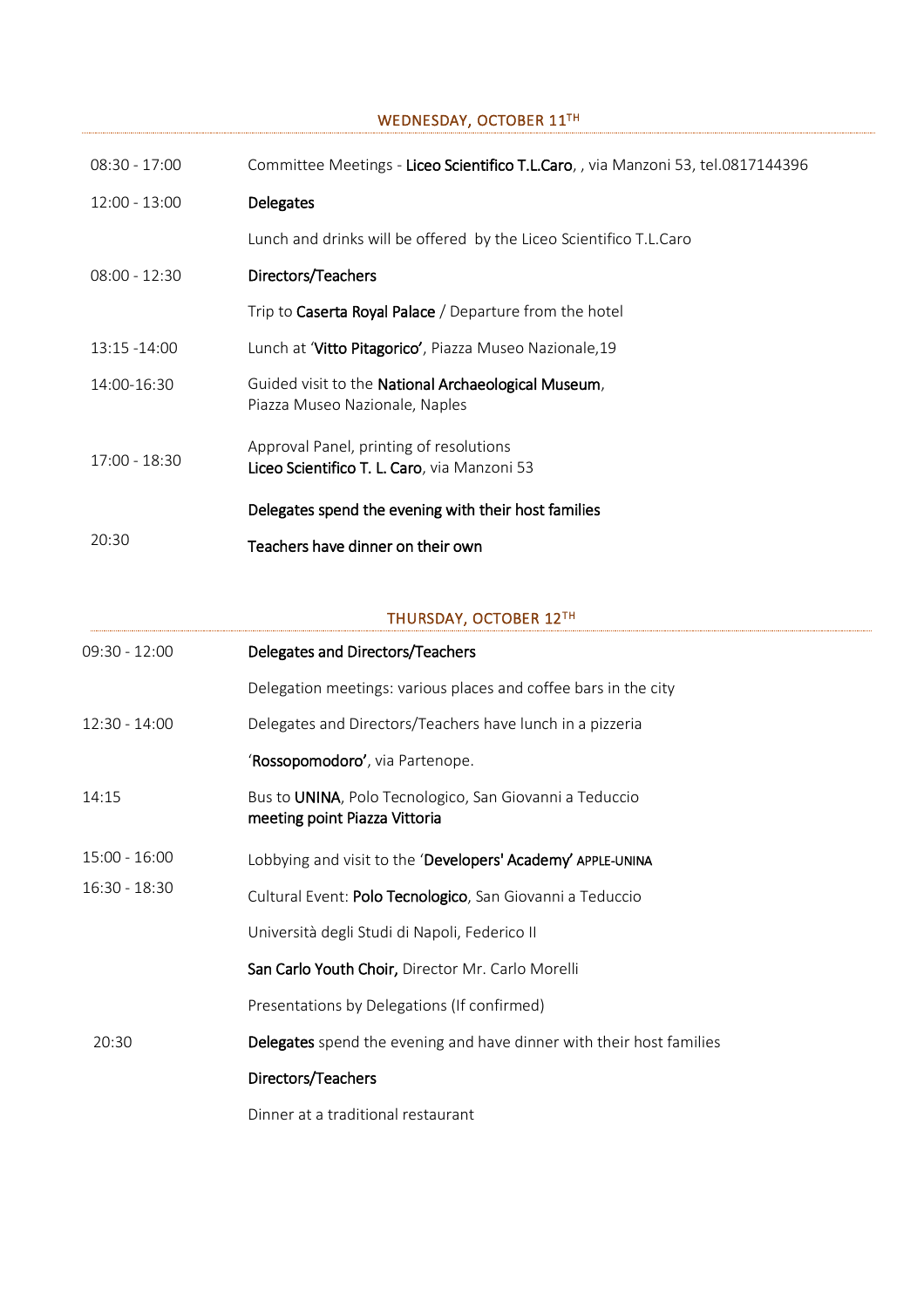## WEDNESDAY, OCTOBER 11TH

| | |
|---|---|
| 08:30 - 17:00 | Committee Meetings - **Liceo Scientifico T.L.Caro**, , via Manzoni 53, tel.0817144396 |
| 12:00 - 13:00 | **Delegates** |
| | Lunch and drinks will be offered by the Liceo Scientifico T.L.Caro |
| 08:00 - 12:30 | **Directors/Teachers** |
| | Trip to **Caserta Royal Palace** / Departure from the hotel |
| 13:15 -14:00 | Lunch at '**Vitto Pitagorico'**, Piazza Museo Nazionale,19 |
| 14:00-16:30 | Guided visit to the **National Archaeological Museum**, Piazza Museo Nazionale, Naples |
| 17:00 - 18:30 | Approval Panel, printing of resolutions **Liceo Scientifico T. L. Caro**, via Manzoni 53 |
| 20:30 | **Delegates spend the evening with their host families** |
| | **Teachers have dinner on their own** |

## THURSDAY, OCTOBER 12TH

| | |
|---|---|
| 09:30 - 12:00 | **Delegates and Directors/Teachers** |
| | Delegation meetings: various places and coffee bars in the city |
| 12:30 - 14:00 | Delegates and Directors/Teachers have lunch in a pizzeria |
| | '**Rossopomodoro'**, via Partenope. |
| 14:15 | Bus to **UNINA**, Polo Tecnologico, San Giovanni a Teduccio **meeting point Piazza Vittoria** |
| 15:00 - 16:00 | Lobbying and visit to the '**Developers' Academy'** APPLE-UNINA |
| 16:30 - 18:30 | Cultural Event: **Polo Tecnologico**, San Giovanni a Teduccio |
| | Università degli Studi di Napoli, Federico II |
| | **San Carlo Youth Choir,** Director Mr. Carlo Morelli |
| | Presentations by Delegations (If confirmed) |
| 20:30 | **Delegates** spend the evening and have dinner with their host families |
| | **Directors/Teachers** |
| | Dinner at a traditional restaurant |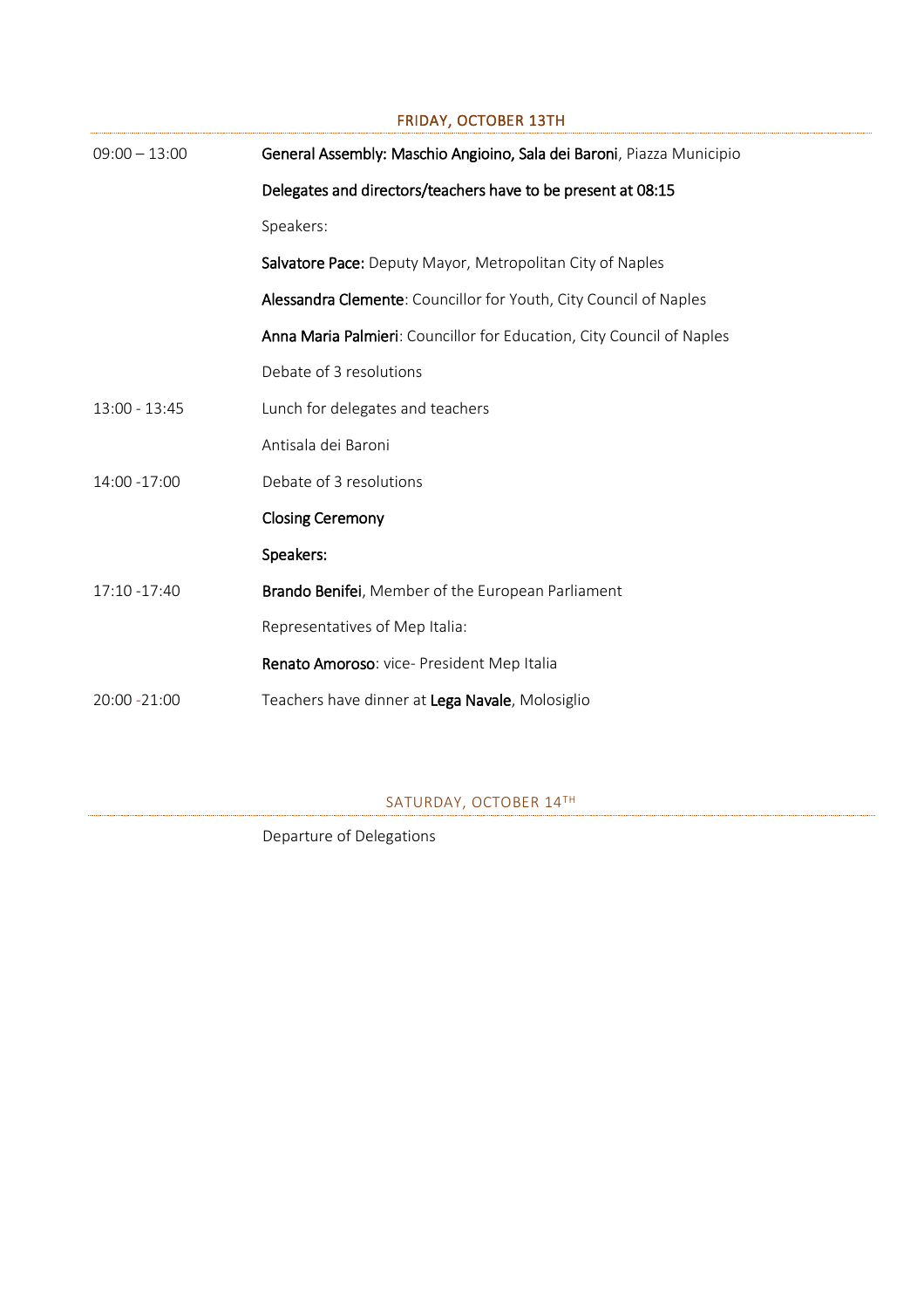## FRIDAY, OCTOBER 13TH

| | |
|---|---|
| 09:00 – 13:00 | **General Assembly: Maschio Angioino, Sala dei Baroni**, Piazza Municipio |
| | **Delegates and directors/teachers have to be present at 08:15** |
| | Speakers: |
| | **Salvatore Pace:** Deputy Mayor, Metropolitan City of Naples |
| | **Alessandra Clemente**: Councillor for Youth, City Council of Naples |
| | **Anna Maria Palmieri**: Councillor for Education, City Council of Naples |
| | Debate of 3 resolutions |
| 13:00 - 13:45 | Lunch for delegates and teachers |
| | Antisala dei Baroni |
| 14:00 -17:00 | Debate of 3 resolutions |
| | **Closing Ceremony** |
| | **Speakers:** |
| 17:10 -17:40 | **Brando Benifei**, Member of the European Parliament |
| | Representatives of Mep Italia: |
| | **Renato Amoroso**: vice- President Mep Italia |
| 20:00 -21:00 | Teachers have dinner at **Lega Navale**, Molosiglio |

## SATURDAY, OCTOBER 14TH

Departure of Delegations